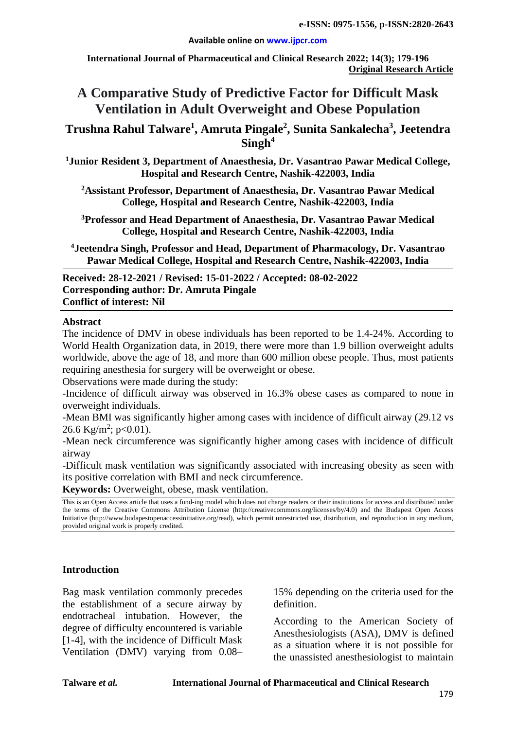**e-ISSN: 0975-1556, p-ISSN:2820-2643**

**Available online on www.ijpcr.com**

**Original Research Article**

# A Comparative Study of Predictive Factor for Difficult Mask Ventilation in Adult Overweight and Obese Population

## Trushna Rahul Talware[1], Amruta Pingale[2], Sunita Sankalecha[3], Jeetendra Singh[4]

**[1]Junior Resident 3, Department of Anaesthesia, Dr. Vasantrao Pawar Medical College, Hospital and Research Centre, Nashik-422003, India**

**[2]Assistant Professor, Department of Anaesthesia, Dr. Vasantrao Pawar Medical College, Hospital and Research Centre, Nashik-422003, India**

**[3]Professor and Head Department of Anaesthesia, Dr. Vasantrao Pawar Medical College, Hospital and Research Centre, Nashik-422003, India**

**[4]Jeetendra Singh, Professor and Head, Department of Pharmacology, Dr. Vasantrao Pawar Medical College, Hospital and Research Centre, Nashik-422003, India**

**Received: 28-12-2021 / Revised: 15-01-2022 / Accepted: 08-02-2022**
**Corresponding author: Dr. Amruta Pingale**
**Conflict of interest: Nil**

### Abstract

The incidence of DMV in obese individuals has been reported to be 1.4-24%. According to World Health Organization data, in 2019, there were more than 1.9 billion overweight adults worldwide, above the age of 18, and more than 600 million obese people. Thus, most patients requiring anesthesia for surgery will be overweight or obese.

Observations were made during the study:

-Incidence of difficult airway was observed in 16.3% obese cases as compared to none in overweight individuals.

-Mean BMI was significantly higher among cases with incidence of difficult airway (29.12 vs 26.6 Kg/m$^2$; $p<0.01$).

-Mean neck circumference was significantly higher among cases with incidence of difficult airway

-Difficult mask ventilation was significantly associated with increasing obesity as seen with its positive correlation with BMI and neck circumference.

**Keywords:** Overweight, obese, mask ventilation.

This is an Open Access article that uses a fund-ing model which does not charge readers or their institutions for access and distributed under the terms of the Creative Commons Attribution License (http://creativecommons.org/licenses/by/4.0) and the Budapest Open Access Initiative (http://www.budapestopenaccessinitiative.org/read), which permit unrestricted use, distribution, and reproduction in any medium, provided original work is properly credited.

### Introduction

Bag mask ventilation commonly precedes the establishment of a secure airway by endotracheal intubation. However, the degree of difficulty encountered is variable [1-4], with the incidence of Difficult Mask Ventilation (DMV) varying from 0.08–15% depending on the criteria used for the definition.

According to the American Society of Anesthesiologists (ASA), DMV is defined as a situation where it is not possible for the unassisted anesthesiologist to maintain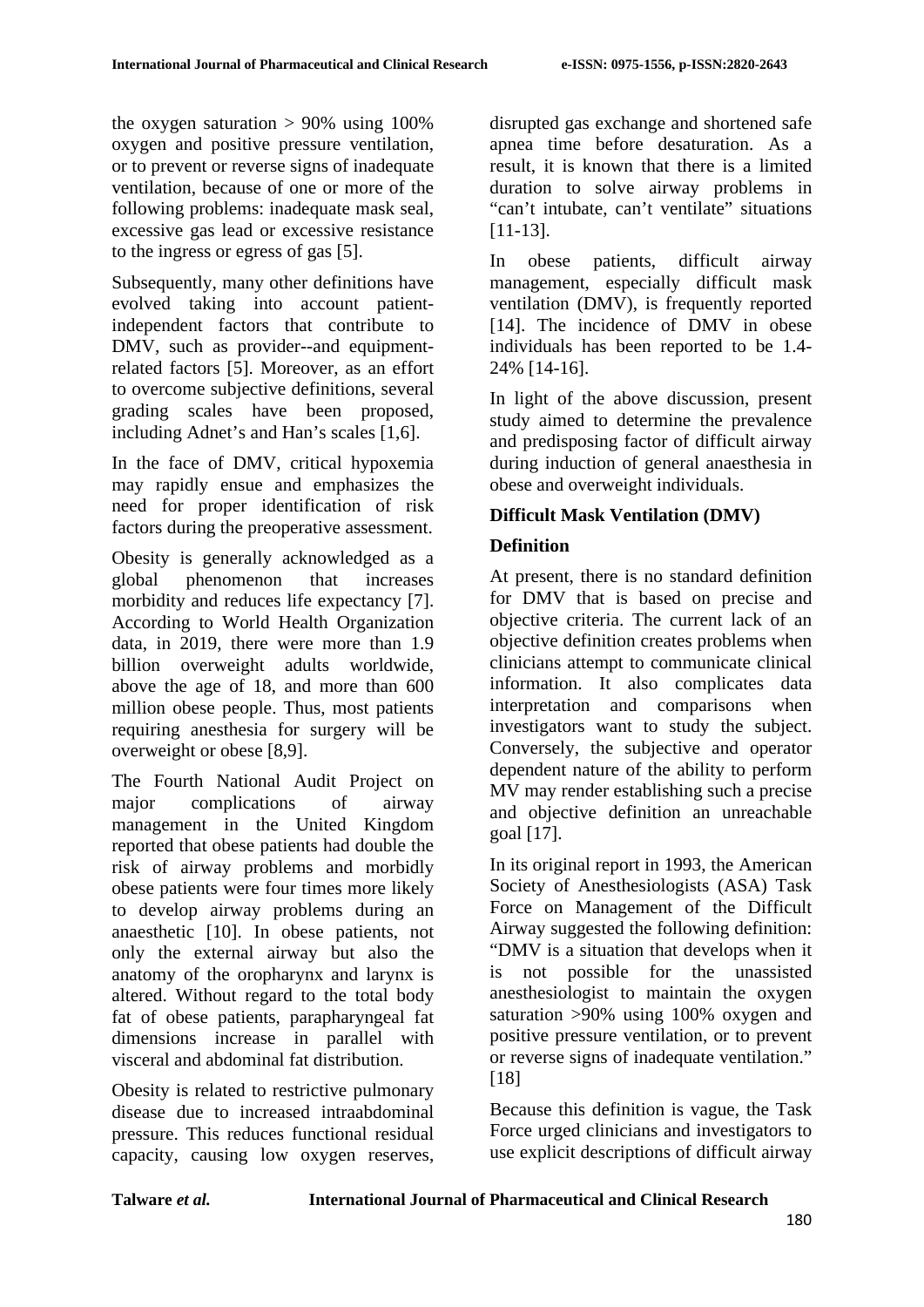the oxygen saturation > 90% using 100% oxygen and positive pressure ventilation, or to prevent or reverse signs of inadequate ventilation, because of one or more of the following problems: inadequate mask seal, excessive gas lead or excessive resistance to the ingress or egress of gas [5].

Subsequently, many other definitions have evolved taking into account patient-independent factors that contribute to DMV, such as provider--and equipment-related factors [5]. Moreover, as an effort to overcome subjective definitions, several grading scales have been proposed, including Adnet's and Han's scales [1,6].

In the face of DMV, critical hypoxemia may rapidly ensue and emphasizes the need for proper identification of risk factors during the preoperative assessment.

Obesity is generally acknowledged as a global phenomenon that increases morbidity and reduces life expectancy [7]. According to World Health Organization data, in 2019, there were more than 1.9 billion overweight adults worldwide, above the age of 18, and more than 600 million obese people. Thus, most patients requiring anesthesia for surgery will be overweight or obese [8,9].

The Fourth National Audit Project on major complications of airway management in the United Kingdom reported that obese patients had double the risk of airway problems and morbidly obese patients were four times more likely to develop airway problems during an anaesthetic [10]. In obese patients, not only the external airway but also the anatomy of the oropharynx and larynx is altered. Without regard to the total body fat of obese patients, parapharyngeal fat dimensions increase in parallel with visceral and abdominal fat distribution.

Obesity is related to restrictive pulmonary disease due to increased intraabdominal pressure. This reduces functional residual capacity, causing low oxygen reserves, disrupted gas exchange and shortened safe apnea time before desaturation. As a result, it is known that there is a limited duration to solve airway problems in "can't intubate, can't ventilate" situations [11-13].

In obese patients, difficult airway management, especially difficult mask ventilation (DMV), is frequently reported [14]. The incidence of DMV in obese individuals has been reported to be 1.4-24% [14-16].

In light of the above discussion, present study aimed to determine the prevalence and predisposing factor of difficult airway during induction of general anaesthesia in obese and overweight individuals.

## Difficult Mask Ventilation (DMV)

### Definition

At present, there is no standard definition for DMV that is based on precise and objective criteria. The current lack of an objective definition creates problems when clinicians attempt to communicate clinical information. It also complicates data interpretation and comparisons when investigators want to study the subject. Conversely, the subjective and operator dependent nature of the ability to perform MV may render establishing such a precise and objective definition an unreachable goal [17].

In its original report in 1993, the American Society of Anesthesiologists (ASA) Task Force on Management of the Difficult Airway suggested the following definition: "DMV is a situation that develops when it is not possible for the unassisted anesthesiologist to maintain the oxygen saturation >90% using 100% oxygen and positive pressure ventilation, or to prevent or reverse signs of inadequate ventilation." [18]

Because this definition is vague, the Task Force urged clinicians and investigators to use explicit descriptions of difficult airway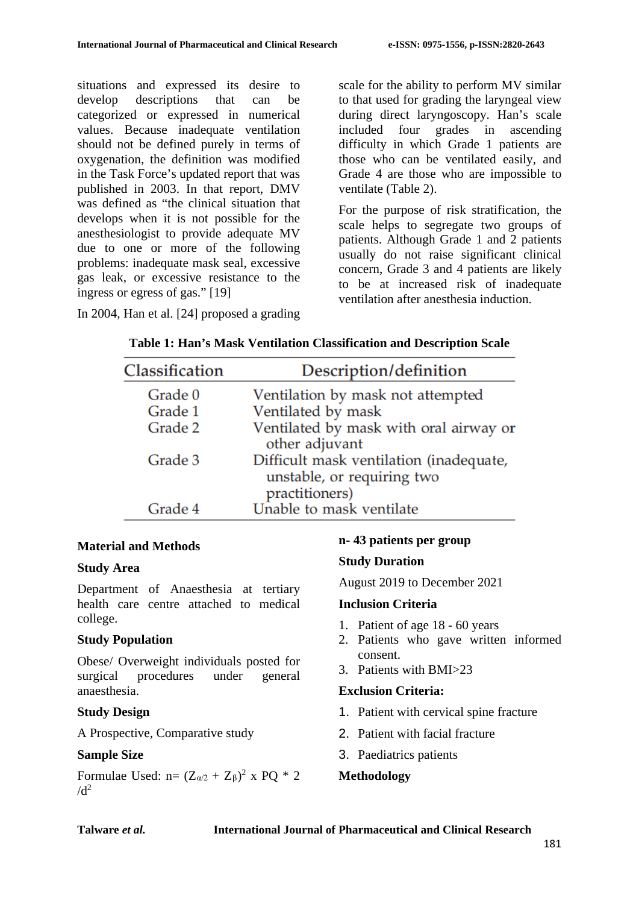situations and expressed its desire to develop descriptions that can be categorized or expressed in numerical values. Because inadequate ventilation should not be defined purely in terms of oxygenation, the definition was modified in the Task Force's updated report that was published in 2003. In that report, DMV was defined as "the clinical situation that develops when it is not possible for the anesthesiologist to provide adequate MV due to one or more of the following problems: inadequate mask seal, excessive gas leak, or excessive resistance to the ingress or egress of gas." [19]

In 2004, Han et al. [24] proposed a grading scale for the ability to perform MV similar to that used for grading the laryngeal view during direct laryngoscopy. Han's scale included four grades in ascending difficulty in which Grade 1 patients are those who can be ventilated easily, and Grade 4 are those who are impossible to ventilate (Table 2).

For the purpose of risk stratification, the scale helps to segregate two groups of patients. Although Grade 1 and 2 patients usually do not raise significant clinical concern, Grade 3 and 4 patients are likely to be at increased risk of inadequate ventilation after anesthesia induction.

**Table 1: Han's Mask Ventilation Classification and Description Scale**

| Classification | Description/definition |
|---|---|
| Grade 0 | Ventilation by mask not attempted |
| Grade 1 | Ventilated by mask |
| Grade 2 | Ventilated by mask with oral airway or other adjuvant |
| Grade 3 | Difficult mask ventilation (inadequate, unstable, or requiring two practitioners) |
| Grade 4 | Unable to mask ventilate |

## Material and Methods

### Study Area

Department of Anaesthesia at tertiary health care centre attached to medical college.

### Study Population

Obese/ Overweight individuals posted for surgical procedures under general anaesthesia.

### Study Design

A Prospective, Comparative study

### Sample Size

Formulae Used: n= $(Z_{\alpha/2} + Z_{\beta})^2$ x PQ * 2 $/d^2$

**n- 43 patients per group**

### Study Duration

August 2019 to December 2021

### Inclusion Criteria

1. Patient of age 18 - 60 years
2. Patients who gave written informed consent.
3. Patients with BMI>23

### Exclusion Criteria:

1. Patient with cervical spine fracture
2. Patient with facial fracture
3. Paediatrics patients

### Methodology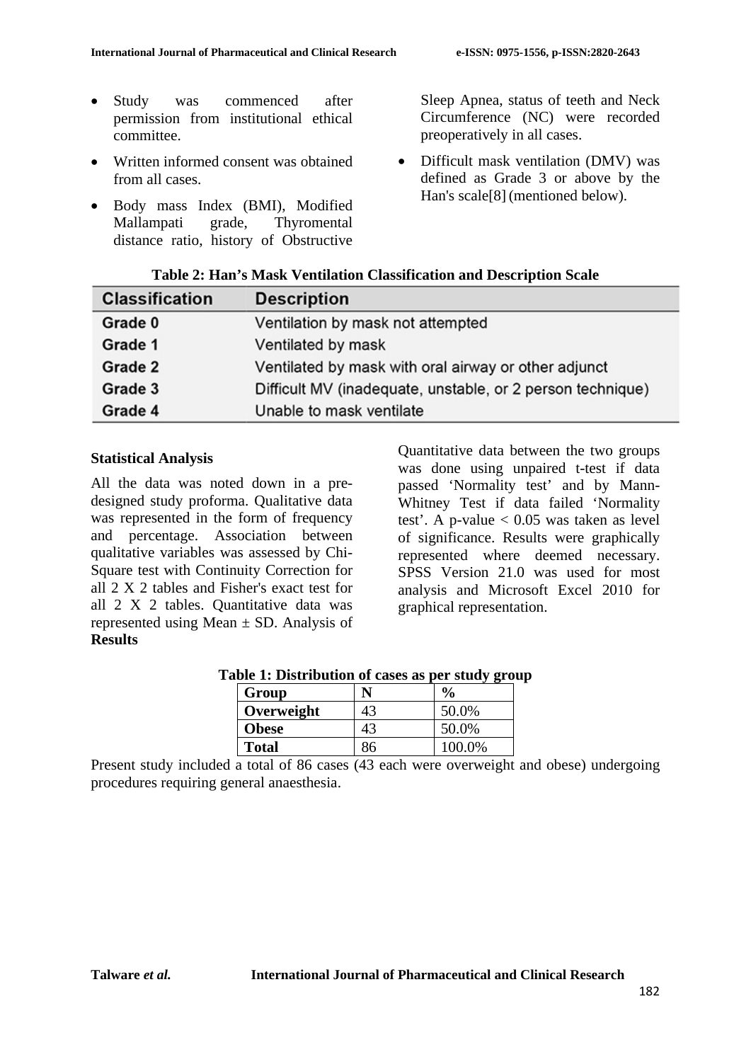- Study was commenced after permission from institutional ethical committee.
- Written informed consent was obtained from all cases.
- Body mass Index (BMI), Modified Mallampati grade, Thyromental distance ratio, history of Obstructive Sleep Apnea, status of teeth and Neck Circumference (NC) were recorded preoperatively in all cases.
- Difficult mask ventilation (DMV) was defined as Grade 3 or above by the Han's scale[8] (mentioned below).

**Table 2: Han's Mask Ventilation Classification and Description Scale**

| Classification | Description |
|---|---|
| Grade 0 | Ventilation by mask not attempted |
| Grade 1 | Ventilated by mask |
| Grade 2 | Ventilated by mask with oral airway or other adjunct |
| Grade 3 | Difficult MV (inadequate, unstable, or 2 person technique) |
| Grade 4 | Unable to mask ventilate |

**Statistical Analysis**

All the data was noted down in a pre-designed study proforma. Qualitative data was represented in the form of frequency and percentage. Association between qualitative variables was assessed by Chi-Square test with Continuity Correction for all 2 X 2 tables and Fisher's exact test for all 2 X 2 tables. Quantitative data was represented using Mean ± SD. Analysis of Quantitative data between the two groups was done using unpaired t-test if data passed 'Normality test' and by Mann-Whitney Test if data failed 'Normality test'. A p-value $< 0.05$ was taken as level of significance. Results were graphically represented where deemed necessary. SPSS Version 21.0 was used for most analysis and Microsoft Excel 2010 for graphical representation.

**Results**

**Table 1: Distribution of cases as per study group**

| Group | N | % |
|---|---|---|
| **Overweight** | 43 | 50.0% |
| **Obese** | 43 | 50.0% |
| **Total** | 86 | 100.0% |

Present study included a total of 86 cases (43 each were overweight and obese) undergoing procedures requiring general anaesthesia.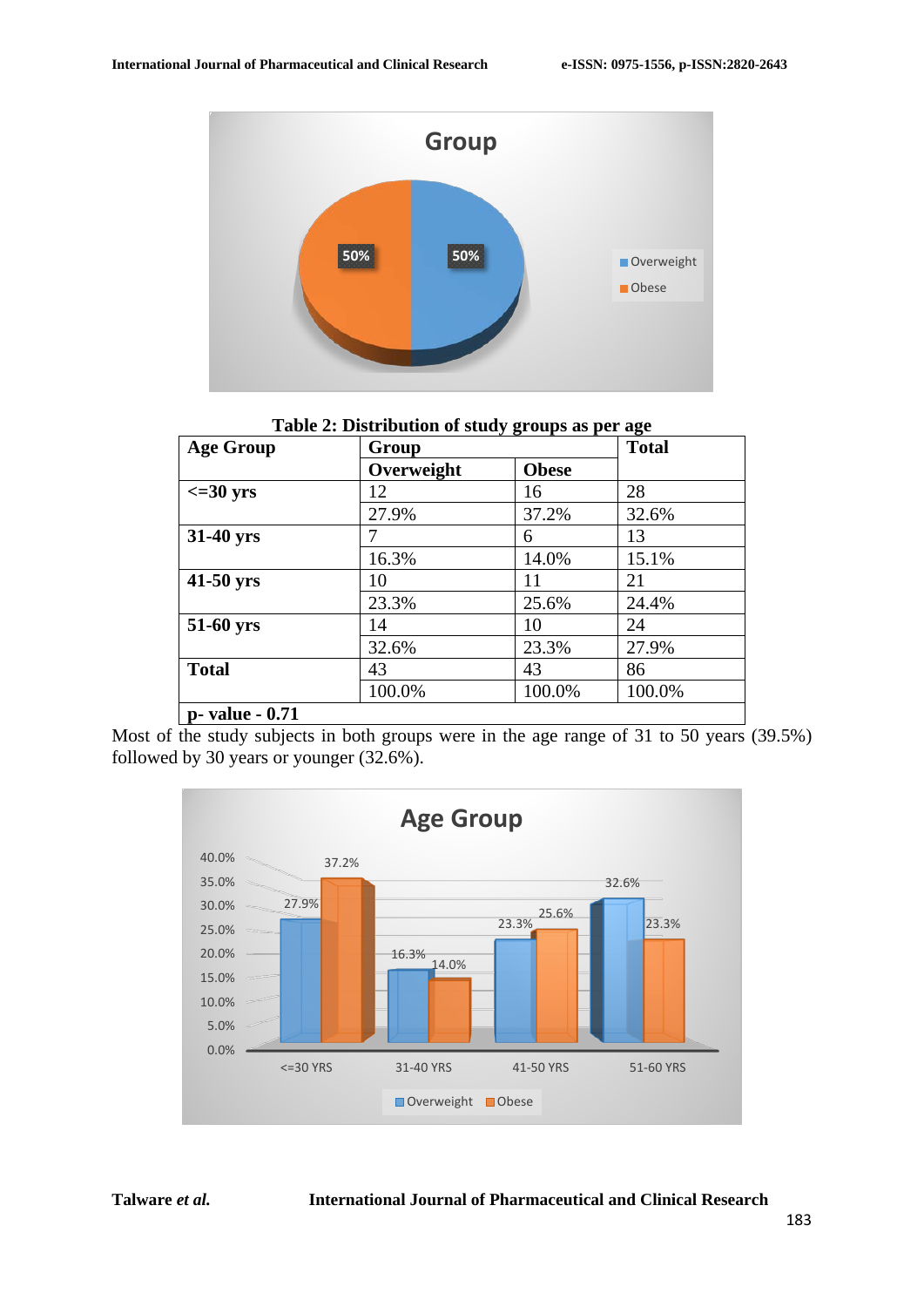**Table 2: Distribution of study groups as per age**

| Age Group | Group | | Total |
|---|---|---|---|
| | Overweight | Obese | |
| <=30 yrs | 12 | 16 | 28 |
| | 27.9% | 37.2% | 32.6% |
| 31-40 yrs | 7 | 6 | 13 |
| | 16.3% | 14.0% | 15.1% |
| 41-50 yrs | 10 | 11 | 21 |
| | 23.3% | 25.6% | 24.4% |
| 51-60 yrs | 14 | 10 | 24 |
| | 32.6% | 23.3% | 27.9% |
| Total | 43 | 43 | 86 |
| | 100.0% | 100.0% | 100.0% |
| p- value - 0.71 | | | |

Most of the study subjects in both groups were in the age range of 31 to 50 years (39.5%) followed by 30 years or younger (32.6%).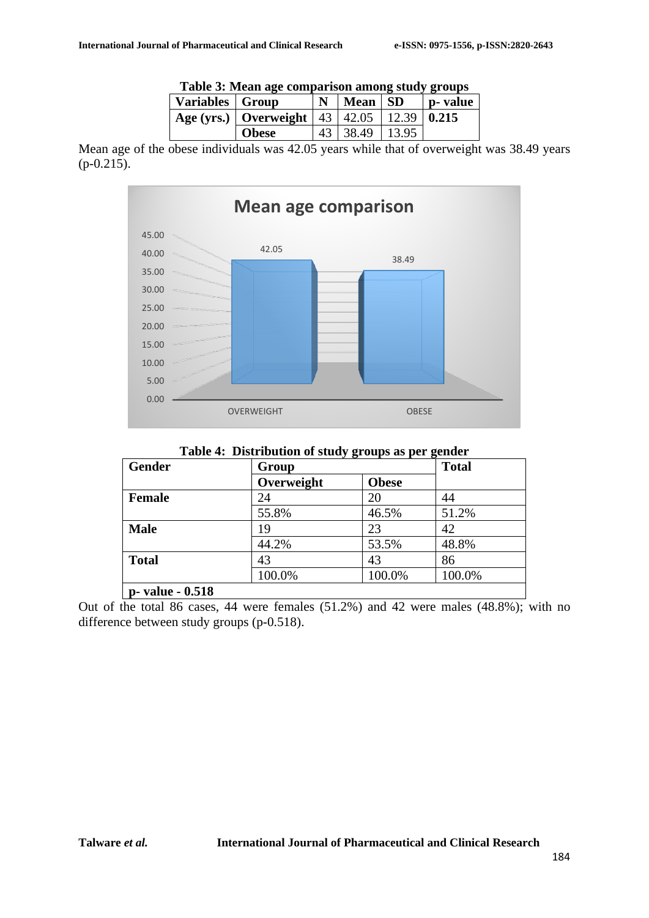**Table 3: Mean age comparison among study groups**

| Variables | Group | N | Mean | SD | p- value |
|---|---|---|---|---|---|
| Age (yrs.) | **Overweight** | 43 | 42.05 | 12.39 | **0.215** |
| | **Obese** | 43 | 38.49 | 13.95 | |

Mean age of the obese individuals was 42.05 years while that of overweight was 38.49 years (p-0.215).

**Table 4: Distribution of study groups as per gender**

| Gender | Group | | Total |
|---|---|---|---|
| | **Overweight** | **Obese** | |
| **Female** | 24 | 20 | 44 |
| | 55.8% | 46.5% | 51.2% |
| **Male** | 19 | 23 | 42 |
| | 44.2% | 53.5% | 48.8% |
| **Total** | 43 | 43 | 86 |
| | 100.0% | 100.0% | 100.0% |
| **p- value - 0.518** | | | |

Out of the total 86 cases, 44 were females (51.2%) and 42 were males (48.8%); with no difference between study groups (p-0.518).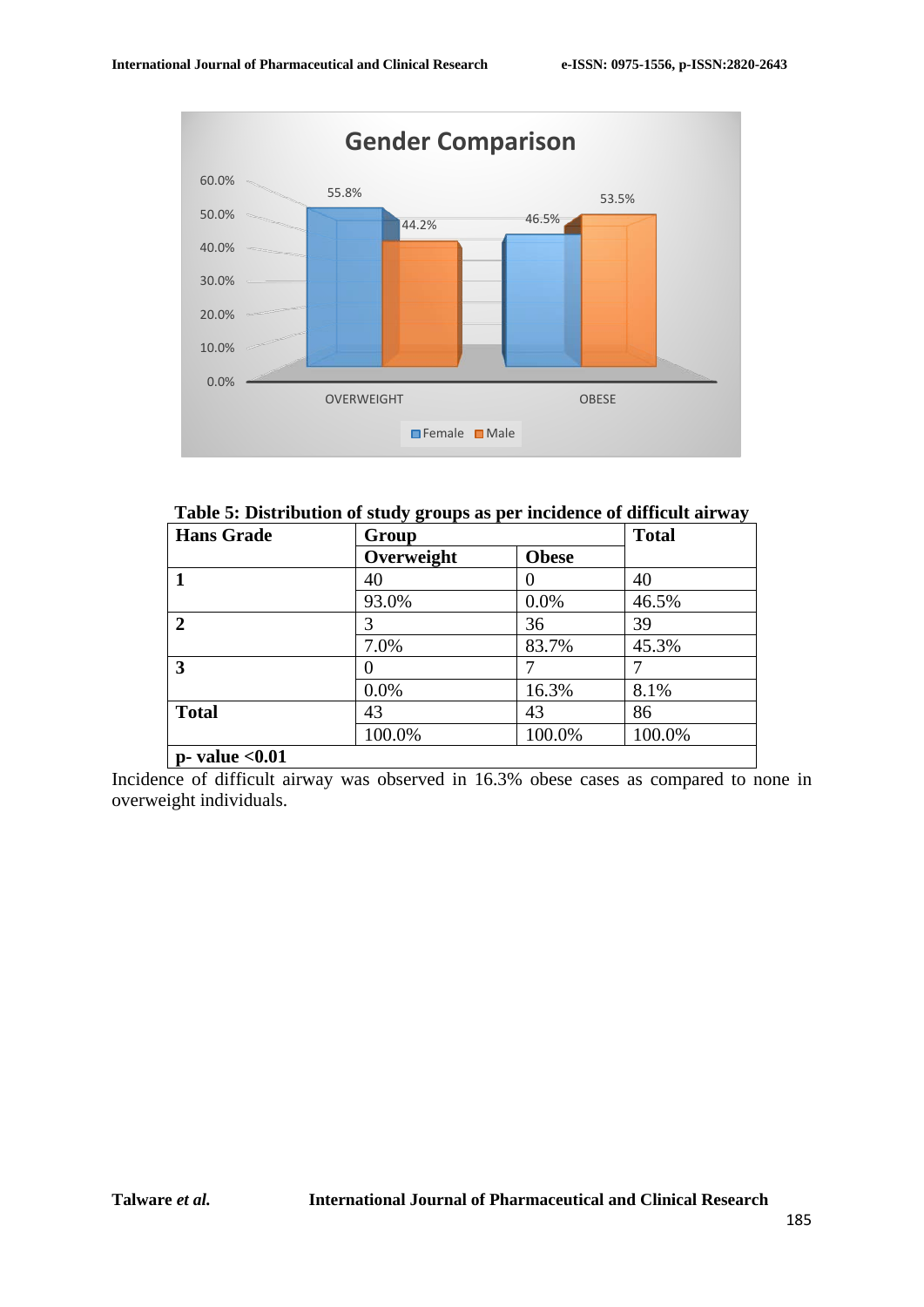**Table 5: Distribution of study groups as per incidence of difficult airway**

| Hans Grade | Group | | Total |
|---|---|---|---|
| | Overweight | Obese | |
| 1 | 40 | 0 | 40 |
| | 93.0% | 0.0% | 46.5% |
| 2 | 3 | 36 | 39 |
| | 7.0% | 83.7% | 45.3% |
| 3 | 0 | 7 | 7 |
| | 0.0% | 16.3% | 8.1% |
| Total | 43 | 43 | 86 |
| | 100.0% | 100.0% | 100.0% |
| **p- value <0.01** | | | |

Incidence of difficult airway was observed in 16.3% obese cases as compared to none in overweight individuals.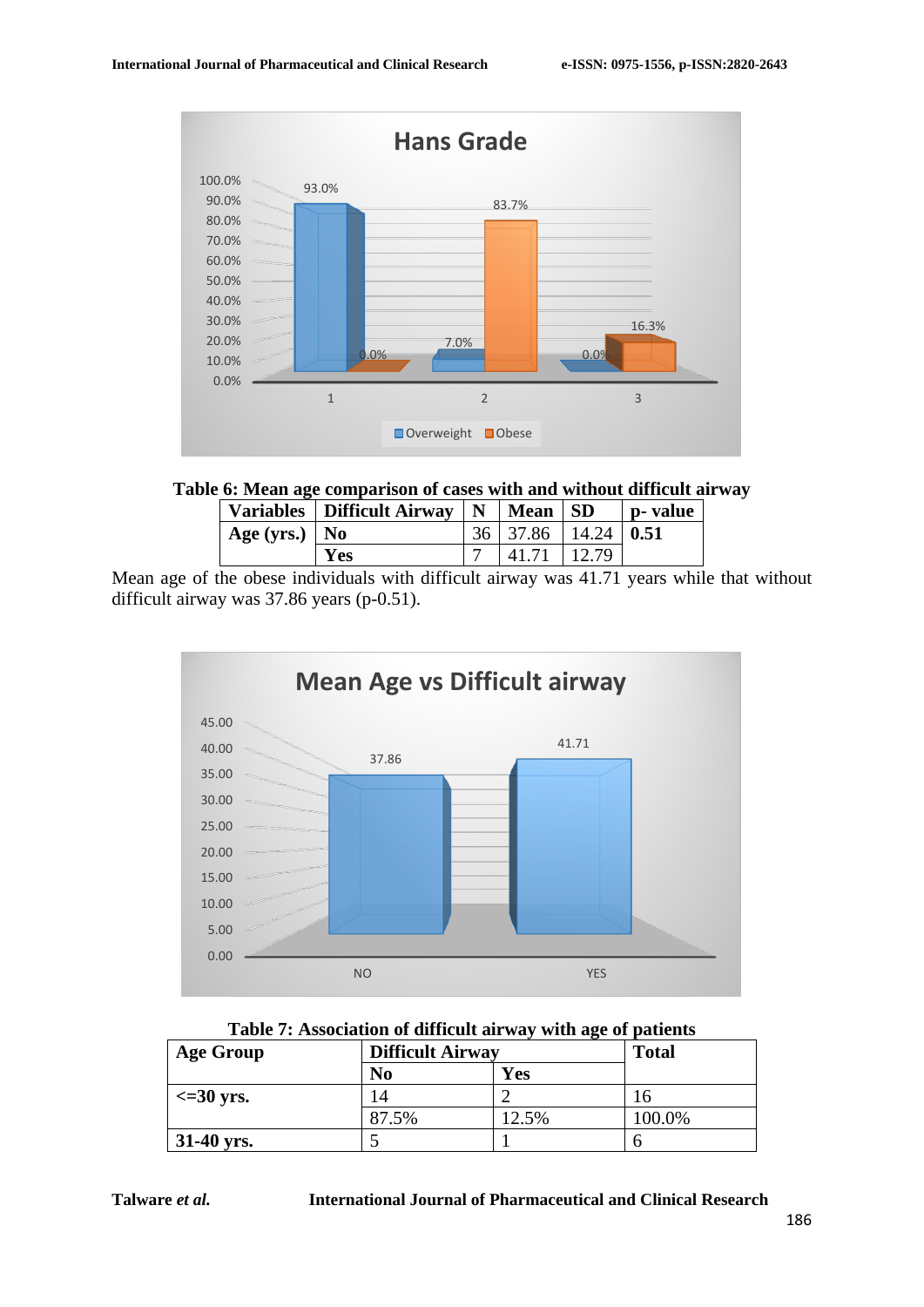Table 6: Mean age comparison of cases with and without difficult airway

| Variables | Difficult Airway | N | Mean | SD | p- value |
|---|---|---|---|---|---|
| **Age (yrs.)** | **No** | 36 | 37.86 | 14.24 | **0.51** |
| | **Yes** | 7 | 41.71 | 12.79 | |

Mean age of the obese individuals with difficult airway was 41.71 years while that without difficult airway was 37.86 years (p-0.51).

Table 7: Association of difficult airway with age of patients

| Age Group | Difficult Airway | | Total |
|---|---|---|---|
| | **No** | **Yes** | |
| **<=30 yrs.** | 14 | 2 | 16 |
| | 87.5% | 12.5% | 100.0% |
| **31-40 yrs.** | 5 | 1 | 6 |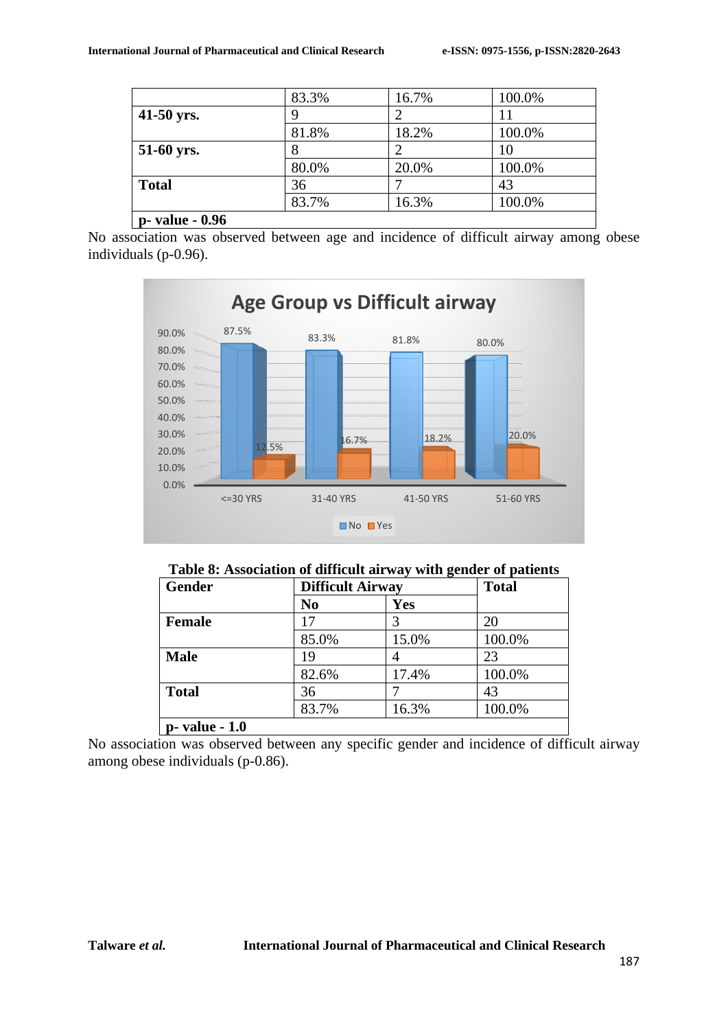| | | | |
|---|---|---|---|
| | 83.3% | 16.7% | 100.0% |
| **41-50 yrs.** | 9 | 2 | 11 |
| | 81.8% | 18.2% | 100.0% |
| **51-60 yrs.** | 8 | 2 | 10 |
| | 80.0% | 20.0% | 100.0% |
| **Total** | 36 | 7 | 43 |
| | 83.7% | 16.3% | 100.0% |
| **p- value - 0.96** | | | |

No association was observed between age and incidence of difficult airway among obese individuals (p-0.96).

**Table 8: Association of difficult airway with gender of patients**

| Gender | Difficult Airway | | Total |
|---|---|---|---|
| | **No** | **Yes** | |
| **Female** | 17 | 3 | 20 |
| | 85.0% | 15.0% | 100.0% |
| **Male** | 19 | 4 | 23 |
| | 82.6% | 17.4% | 100.0% |
| **Total** | 36 | 7 | 43 |
| | 83.7% | 16.3% | 100.0% |
| **p- value - 1.0** | | | |

No association was observed between any specific gender and incidence of difficult airway among obese individuals (p-0.86).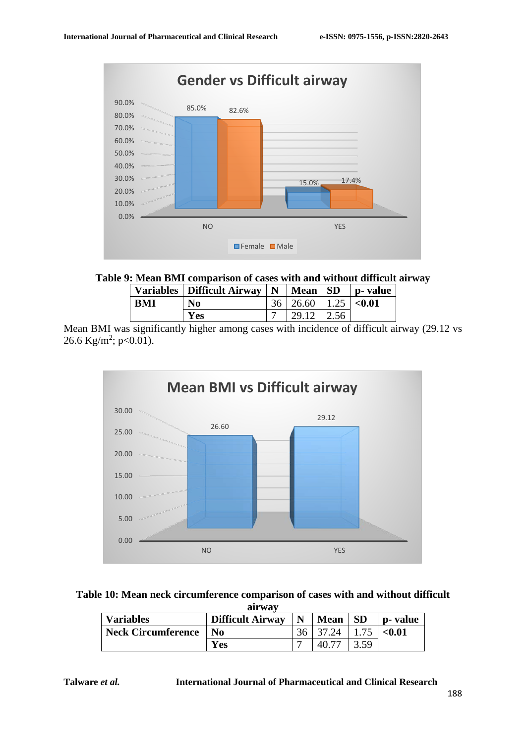**Table 9: Mean BMI comparison of cases with and without difficult airway**

| Variables | Difficult Airway | N | Mean | SD | p- value |
|---|---|---|---|---|---|
| **BMI** | **No** | 36 | 26.60 | 1.25 | **<0.01** |
| | **Yes** | 7 | 29.12 | 2.56 | |

Mean BMI was significantly higher among cases with incidence of difficult airway (29.12 vs 26.6 $Kg/m^2$; $p<0.01$).

**Table 10: Mean neck circumference comparison of cases with and without difficult airway**

| Variables | Difficult Airway | N | Mean | SD | p- value |
|---|---|---|---|---|---|
| **Neck Circumference** | **No** | 36 | 37.24 | 1.75 | **<0.01** |
| | **Yes** | 7 | 40.77 | 3.59 | |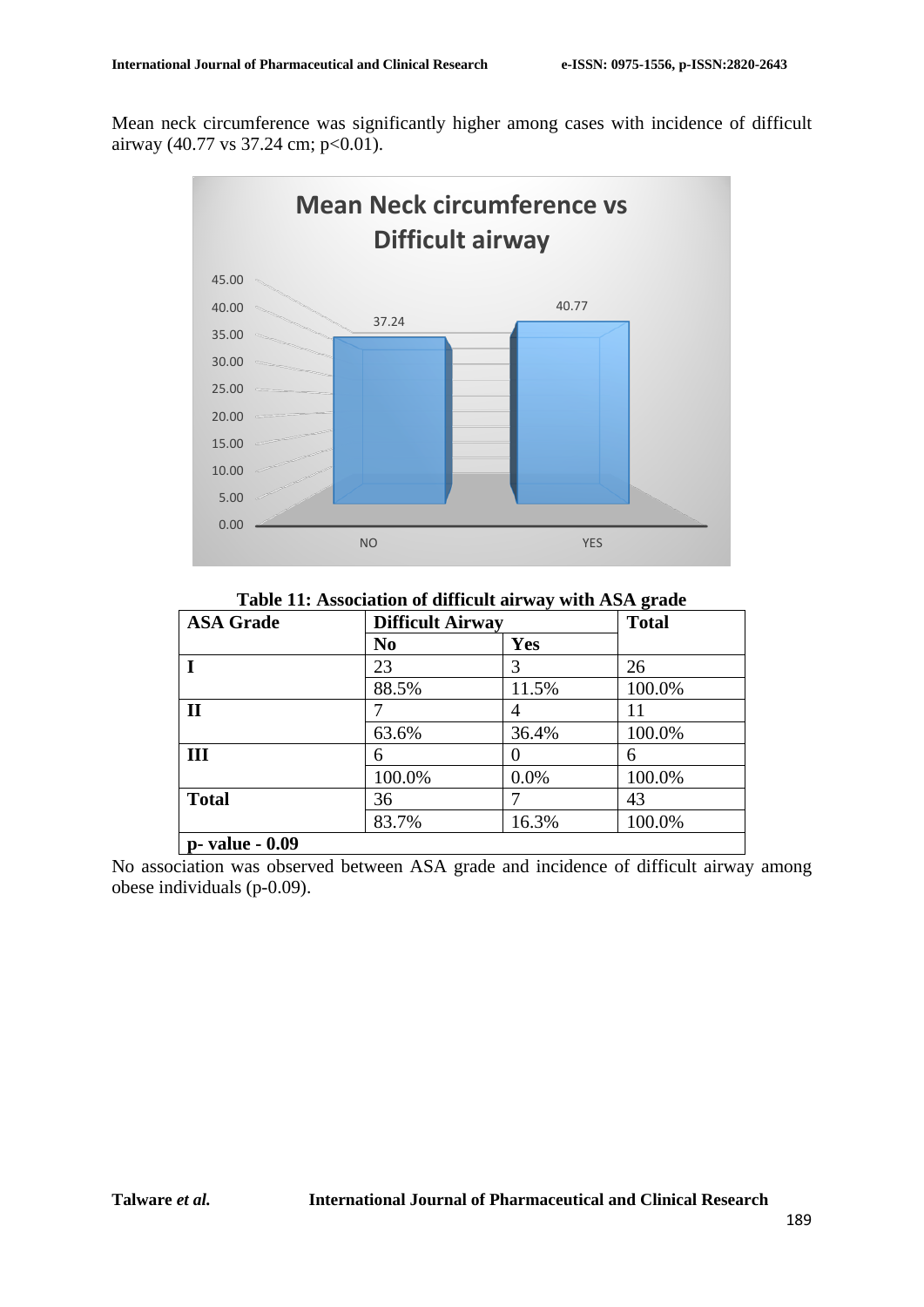Mean neck circumference was significantly higher among cases with incidence of difficult airway (40.77 vs 37.24 cm; $p<0.01$).

**Table 11: Association of difficult airway with ASA grade**

| ASA Grade | Difficult Airway | | Total |
|---|---|---|---|
| | No | Yes | |
| **I** | 23 | 3 | 26 |
| | 88.5% | 11.5% | 100.0% |
| **II** | 7 | 4 | 11 |
| | 63.6% | 36.4% | 100.0% |
| **III** | 6 | 0 | 6 |
| | 100.0% | 0.0% | 100.0% |
| **Total** | 36 | 7 | 43 |
| | 83.7% | 16.3% | 100.0% |
| **p- value - 0.09** | | | |

No association was observed between ASA grade and incidence of difficult airway among obese individuals (p-0.09).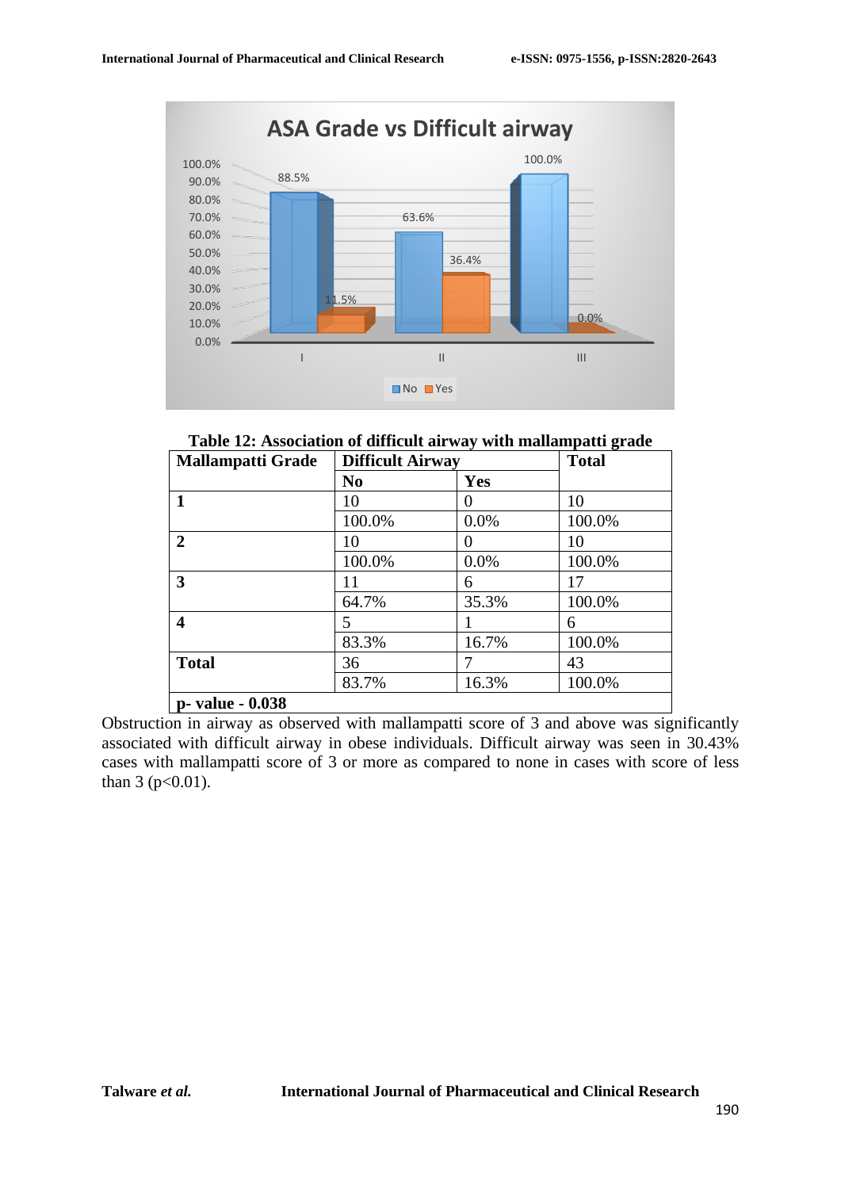**Table 12: Association of difficult airway with mallampatti grade**

| Mallampatti Grade | Difficult Airway | | Total |
|---|---|---|---|
| | No | Yes | |
| **1** | 10 | 0 | 10 |
| | 100.0% | 0.0% | 100.0% |
| **2** | 10 | 0 | 10 |
| | 100.0% | 0.0% | 100.0% |
| **3** | 11 | 6 | 17 |
| | 64.7% | 35.3% | 100.0% |
| **4** | 5 | 1 | 6 |
| | 83.3% | 16.7% | 100.0% |
| **Total** | 36 | 7 | 43 |
| | 83.7% | 16.3% | 100.0% |
| **p- value - 0.038** | | | |

Obstruction in airway as observed with mallampatti score of 3 and above was significantly associated with difficult airway in obese individuals. Difficult airway was seen in 30.43% cases with mallampatti score of 3 or more as compared to none in cases with score of less than 3 ($p<0.01$).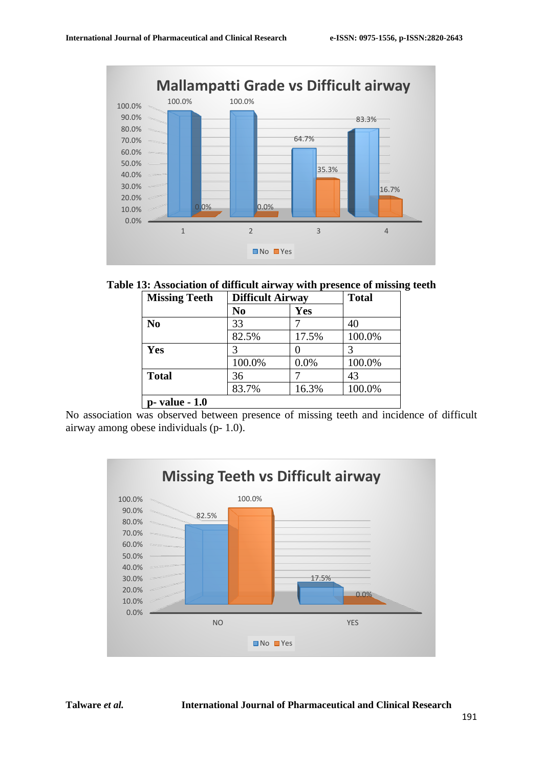**Table 13: Association of difficult airway with presence of missing teeth**

| Missing Teeth | Difficult Airway | | Total |
|---|---|---|---|
| | No | Yes | |
| No | 33 | 7 | 40 |
| | 82.5% | 17.5% | 100.0% |
| Yes | 3 | 0 | 3 |
| | 100.0% | 0.0% | 100.0% |
| Total | 36 | 7 | 43 |
| | 83.7% | 16.3% | 100.0% |
| p- value - 1.0 | | | |

No association was observed between presence of missing teeth and incidence of difficult airway among obese individuals (p- 1.0).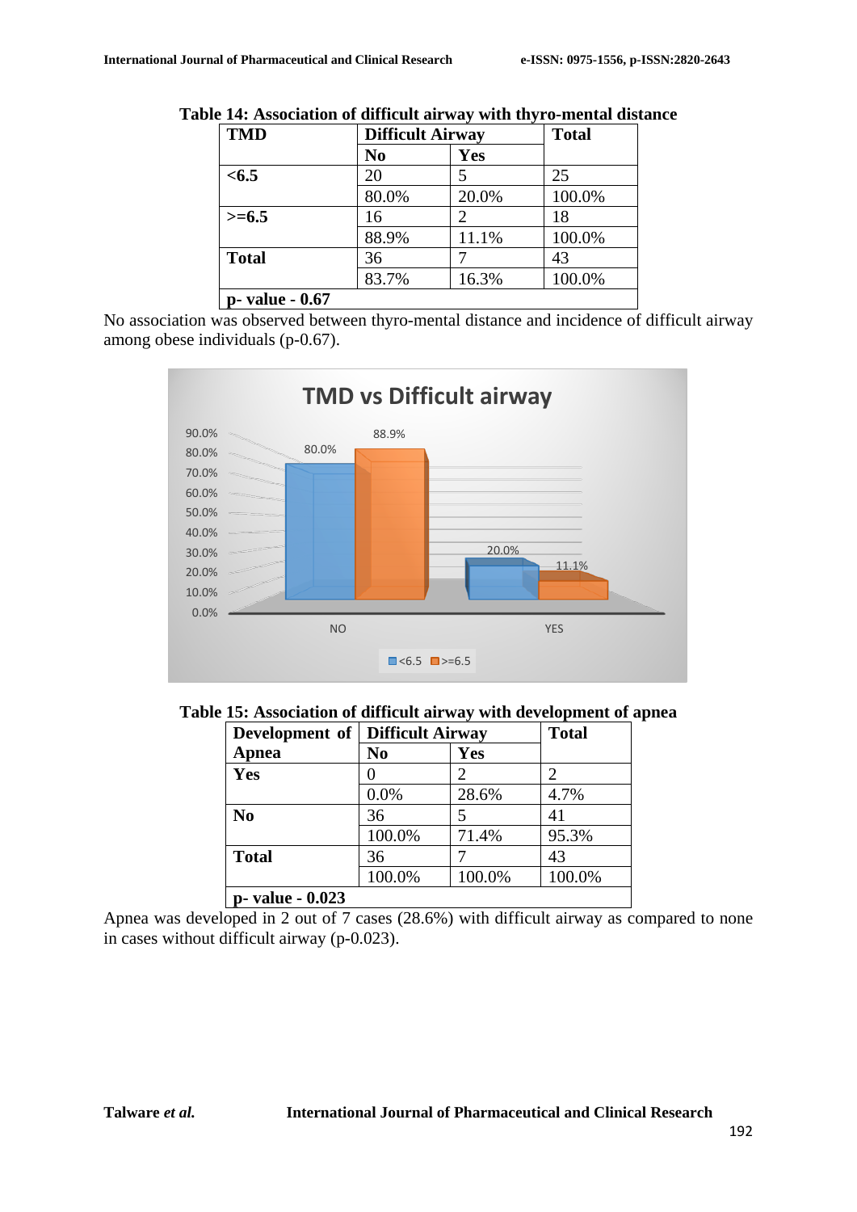**Table 14: Association of difficult airway with thyro-mental distance**

| TMD | Difficult Airway | | Total |
|---|---|---|---|
| | No | Yes | |
| <6.5 | 20 | 5 | 25 |
| | 80.0% | 20.0% | 100.0% |
| >=6.5 | 16 | 2 | 18 |
| | 88.9% | 11.1% | 100.0% |
| Total | 36 | 7 | 43 |
| | 83.7% | 16.3% | 100.0% |
| p- value - 0.67 | | | |

No association was observed between thyro-mental distance and incidence of difficult airway among obese individuals (p-0.67).

**Table 15: Association of difficult airway with development of apnea**

| Development of Apnea | Difficult Airway | | Total |
|---|---|---|---|
| | No | Yes | |
| Yes | 0 | 2 | 2 |
| | 0.0% | 28.6% | 4.7% |
| No | 36 | 5 | 41 |
| | 100.0% | 71.4% | 95.3% |
| Total | 36 | 7 | 43 |
| | 100.0% | 100.0% | 100.0% |
| p- value - 0.023 | | | |

Apnea was developed in 2 out of 7 cases (28.6%) with difficult airway as compared to none in cases without difficult airway (p-0.023).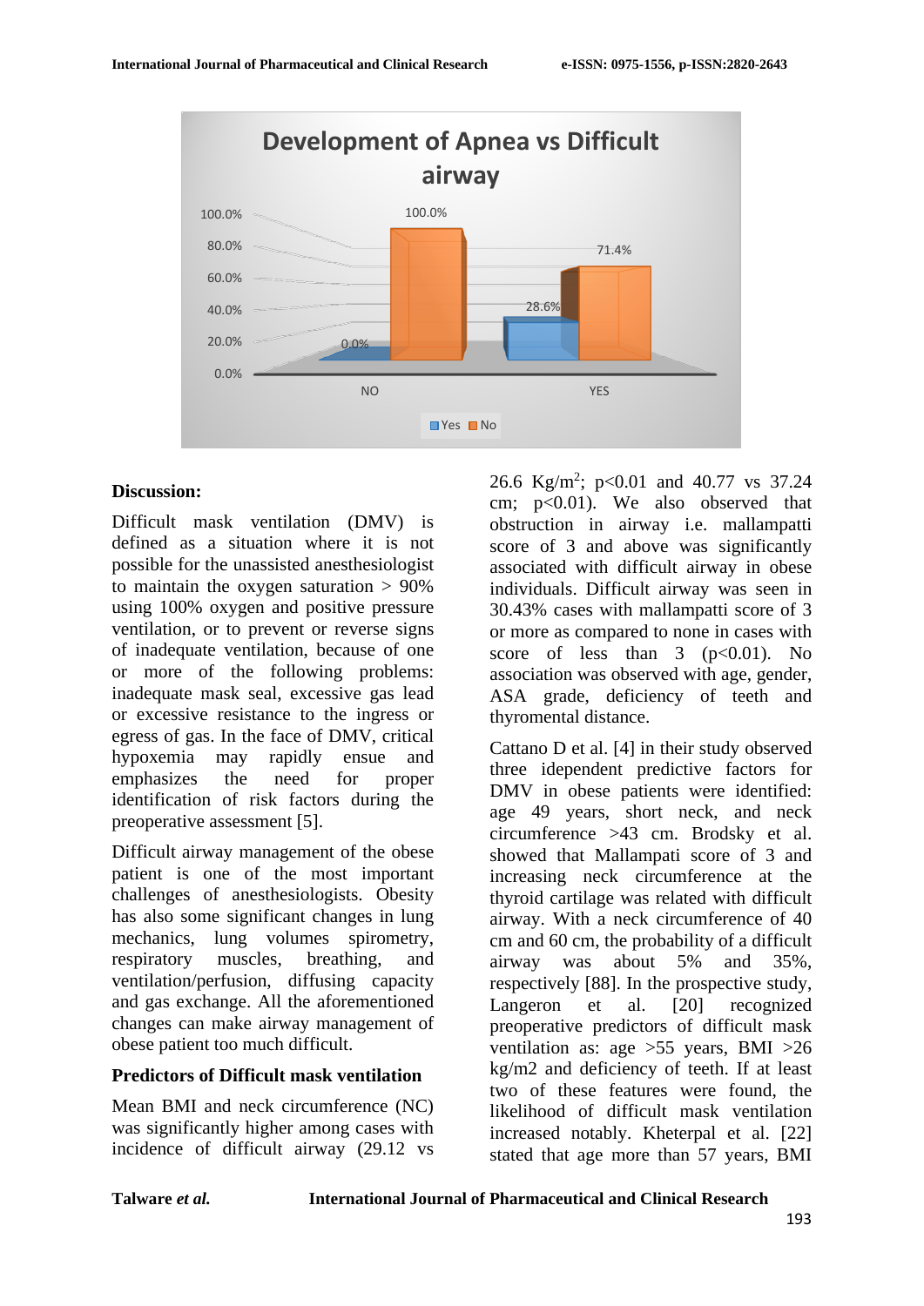## Discussion:

Difficult mask ventilation (DMV) is defined as a situation where it is not possible for the unassisted anesthesiologist to maintain the oxygen saturation > 90% using 100% oxygen and positive pressure ventilation, or to prevent or reverse signs of inadequate ventilation, because of one or more of the following problems: inadequate mask seal, excessive gas lead or excessive resistance to the ingress or egress of gas. In the face of DMV, critical hypoxemia may rapidly ensue and emphasizes the need for proper identification of risk factors during the preoperative assessment [5].

Difficult airway management of the obese patient is one of the most important challenges of anesthesiologists. Obesity has also some significant changes in lung mechanics, lung volumes spirometry, respiratory muscles, breathing, and ventilation/perfusion, diffusing capacity and gas exchange. All the aforementioned changes can make airway management of obese patient too much difficult.

### Predictors of Difficult mask ventilation

Mean BMI and neck circumference (NC) was significantly higher among cases with incidence of difficult airway (29.12 vs 26.6 Kg/m$^2$; $p<0.01$ and 40.77 vs 37.24 cm; $p<0.01$). We also observed that obstruction in airway i.e. mallampatti score of 3 and above was significantly associated with difficult airway in obese individuals. Difficult airway was seen in 30.43% cases with mallampatti score of 3 or more as compared to none in cases with score of less than 3 ($p<0.01$). No association was observed with age, gender, ASA grade, deficiency of teeth and thyromental distance.

Cattano D et al. [4] in their study observed three idependent predictive factors for DMV in obese patients were identified: age 49 years, short neck, and neck circumference >43 cm. Brodsky et al. showed that Mallampati score of 3 and increasing neck circumference at the thyroid cartilage was related with difficult airway. With a neck circumference of 40 cm and 60 cm, the probability of a difficult airway was about 5% and 35%, respectively [88]. In the prospective study, Langeron et al. [20] recognized preoperative predictors of difficult mask ventilation as: age >55 years, BMI >26 kg/m2 and deficiency of teeth. If at least two of these features were found, the likelihood of difficult mask ventilation increased notably. Kheterpal et al. [22] stated that age more than 57 years, BMI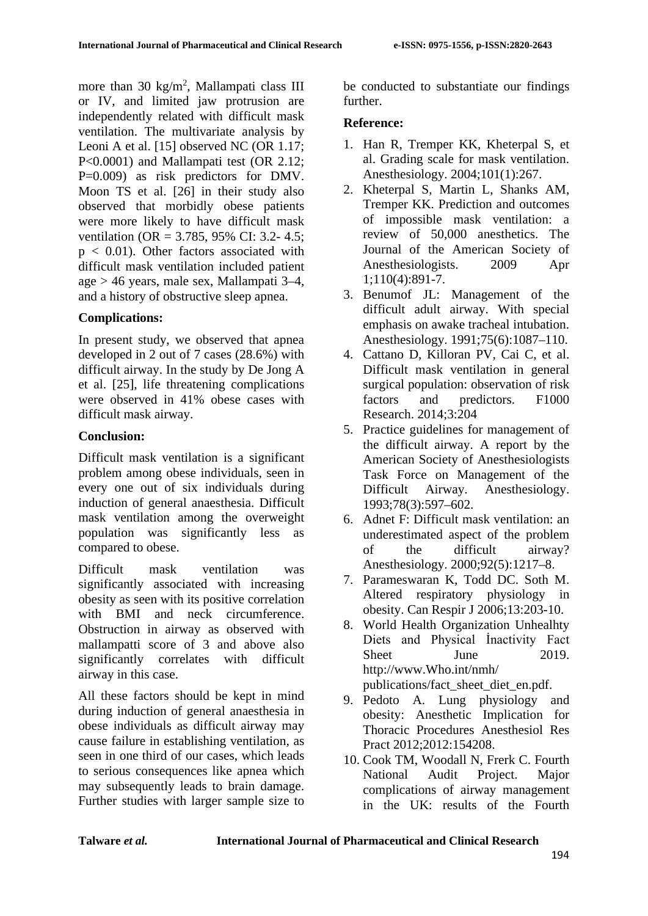more than 30 kg/$m^2$, Mallampati class III or IV, and limited jaw protrusion are independently related with difficult mask ventilation. The multivariate analysis by Leoni A et al. [15] observed NC (OR 1.17; P<0.0001) and Mallampati test (OR 2.12; P=0.009) as risk predictors for DMV. Moon TS et al. [26] in their study also observed that morbidly obese patients were more likely to have difficult mask ventilation (OR = 3.785, 95% CI: 3.2- 4.5; $p < 0.01$). Other factors associated with difficult mask ventilation included patient age > 46 years, male sex, Mallampati 3–4, and a history of obstructive sleep apnea.

**Complications:**

In present study, we observed that apnea developed in 2 out of 7 cases (28.6%) with difficult airway. In the study by De Jong A et al. [25], life threatening complications were observed in 41% obese cases with difficult mask airway.

**Conclusion:**

Difficult mask ventilation is a significant problem among obese individuals, seen in every one out of six individuals during induction of general anaesthesia. Difficult mask ventilation among the overweight population was significantly less as compared to obese.

Difficult mask ventilation was significantly associated with increasing obesity as seen with its positive correlation with BMI and neck circumference. Obstruction in airway as observed with mallampatti score of 3 and above also significantly correlates with difficult airway in this case.

All these factors should be kept in mind during induction of general anaesthesia in obese individuals as difficult airway may cause failure in establishing ventilation, as seen in one third of our cases, which leads to serious consequences like apnea which may subsequently leads to brain damage. Further studies with larger sample size to be conducted to substantiate our findings further.

**Reference:**

1. Han R, Tremper KK, Kheterpal S, et al. Grading scale for mask ventilation. Anesthesiology. 2004;101(1):267.
2. Kheterpal S, Martin L, Shanks AM, Tremper KK. Prediction and outcomes of impossible mask ventilation: a review of 50,000 anesthetics. The Journal of the American Society of Anesthesiologists. 2009 Apr 1;110(4):891-7.
3. Benumof JL: Management of the difficult adult airway. With special emphasis on awake tracheal intubation. Anesthesiology. 1991;75(6):1087–110.
4. Cattano D, Killoran PV, Cai C, et al. Difficult mask ventilation in general surgical population: observation of risk factors and predictors. F1000 Research. 2014;3:204
5. Practice guidelines for management of the difficult airway. A report by the American Society of Anesthesiologists Task Force on Management of the Difficult Airway. Anesthesiology. 1993;78(3):597–602.
6. Adnet F: Difficult mask ventilation: an underestimated aspect of the problem of the difficult airway? Anesthesiology. 2000;92(5):1217–8.
7. Parameswaran K, Todd DC. Soth M. Altered respiratory physiology in obesity. Can Respir J 2006;13:203-10.
8. World Health Organization Unhealhty Diets and Physical İnactivity Fact Sheet June 2019. http://www.Who.int/nmh/ publications/fact_sheet_diet_en.pdf.
9. Pedoto A. Lung physiology and obesity: Anesthetic Implication for Thoracic Procedures Anesthesiol Res Pract 2012;2012:154208.
10. Cook TM, Woodall N, Frerk C. Fourth National Audit Project. Major complications of airway management in the UK: results of the Fourth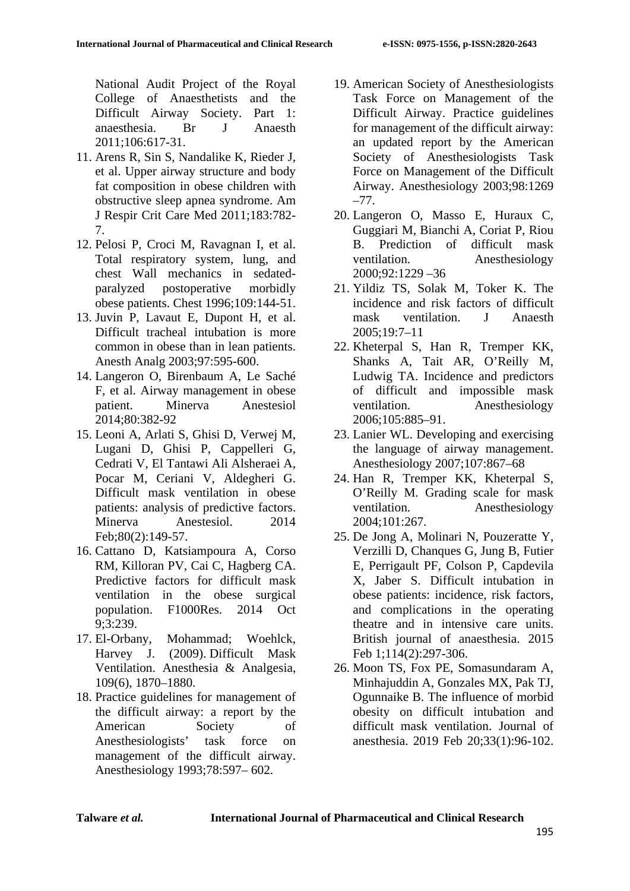National Audit Project of the Royal College of Anaesthetists and the Difficult Airway Society. Part 1: anaesthesia. Br J Anaesth 2011;106:617-31.

11. Arens R, Sin S, Nandalike K, Rieder J, et al. Upper airway structure and body fat composition in obese children with obstructive sleep apnea syndrome. Am J Respir Crit Care Med 2011;183:782-7.
12. Pelosi P, Croci M, Ravagnan I, et al. Total respiratory system, lung, and chest Wall mechanics in sedated-paralyzed postoperative morbidly obese patients. Chest 1996;109:144-51.
13. Juvin P, Lavaut E, Dupont H, et al. Difficult tracheal intubation is more common in obese than in lean patients. Anesth Analg 2003;97:595-600.
14. Langeron O, Birenbaum A, Le Saché F, et al. Airway management in obese patient. Minerva Anestesiol 2014;80:382-92
15. Leoni A, Arlati S, Ghisi D, Verwej M, Lugani D, Ghisi P, Cappelleri G, Cedrati V, El Tantawi Ali Alsheraei A, Pocar M, Ceriani V, Aldegheri G. Difficult mask ventilation in obese patients: analysis of predictive factors. Minerva Anestesiol. 2014 Feb;80(2):149-57.
16. Cattano D, Katsiampoura A, Corso RM, Killoran PV, Cai C, Hagberg CA. Predictive factors for difficult mask ventilation in the obese surgical population. F1000Res. 2014 Oct 9;3:239.
17. El-Orbany, Mohammad; Woehlck, Harvey J. (2009). Difficult Mask Ventilation. Anesthesia & Analgesia, 109(6), 1870–1880.
18. Practice guidelines for management of the difficult airway: a report by the American Society of Anesthesiologists' task force on management of the difficult airway. Anesthesiology 1993;78:597– 602.
19. American Society of Anesthesiologists Task Force on Management of the Difficult Airway. Practice guidelines for management of the difficult airway: an updated report by the American Society of Anesthesiologists Task Force on Management of the Difficult Airway. Anesthesiology 2003;98:1269–77.
20. Langeron O, Masso E, Huraux C, Guggiari M, Bianchi A, Coriat P, Riou B. Prediction of difficult mask ventilation. Anesthesiology 2000;92:1229 –36
21. Yildiz TS, Solak M, Toker K. The incidence and risk factors of difficult mask ventilation. J Anaesth 2005;19:7–11
22. Kheterpal S, Han R, Tremper KK, Shanks A, Tait AR, O'Reilly M, Ludwig TA. Incidence and predictors of difficult and impossible mask ventilation. Anesthesiology 2006;105:885–91.
23. Lanier WL. Developing and exercising the language of airway management. Anesthesiology 2007;107:867–68
24. Han R, Tremper KK, Kheterpal S, O'Reilly M. Grading scale for mask ventilation. Anesthesiology 2004;101:267.
25. De Jong A, Molinari N, Pouzeratte Y, Verzilli D, Chanques G, Jung B, Futier E, Perrigault PF, Colson P, Capdevila X, Jaber S. Difficult intubation in obese patients: incidence, risk factors, and complications in the operating theatre and in intensive care units. British journal of anaesthesia. 2015 Feb 1;114(2):297-306.
26. Moon TS, Fox PE, Somasundaram A, Minhajuddin A, Gonzales MX, Pak TJ, Ogunnaike B. The influence of morbid obesity on difficult intubation and difficult mask ventilation. Journal of anesthesia. 2019 Feb 20;33(1):96-102.